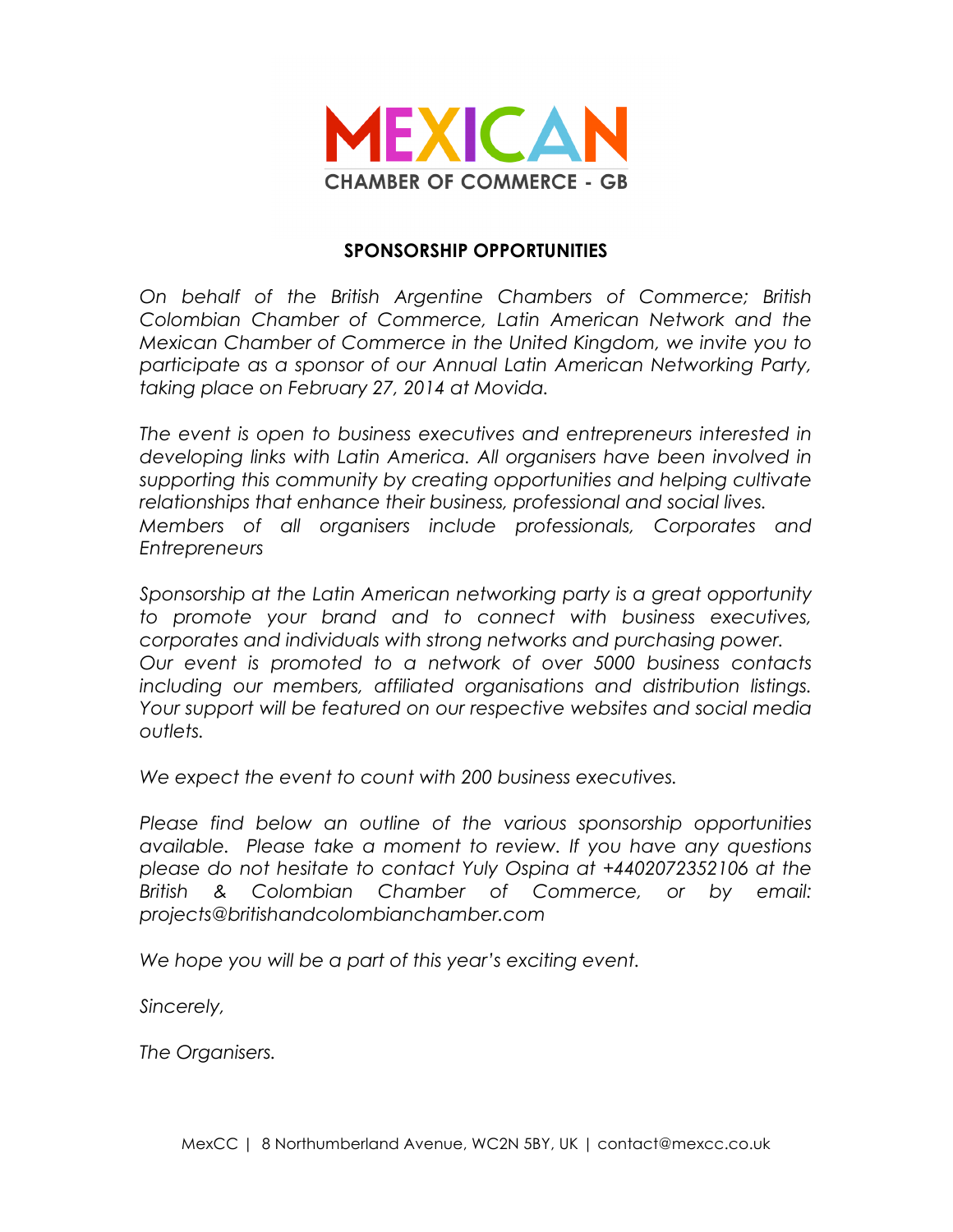# MEXICAN

CHAMBER OF COMMERCE - GB

## SPONSORSHIP OPPORTUNITIES

*On behalf of the British Argentine Chambers of Commerce; British Colombian Chamber of Commerce, Latin American Network and the Mexican Chamber of Commerce in the United Kingdom, we invite you to participate as a sponsor of our Annual Latin American Networking Party, taking place on February 27, 2014 at Movida.*

*The event is open to business executives and entrepreneurs interested in developing links with Latin America. All organisers have been involved in supporting this community by creating opportunities and helping cultivate relationships that enhance their business, professional and social lives. Members of all organisers include professionals, Corporates and Entrepreneurs*

*Sponsorship at the Latin American networking party is a great opportunity to promote your brand and to connect with business executives, corporates and individuals with strong networks and purchasing power. Our event is promoted to a network of over 5000 business contacts including our members, affiliated organisations and distribution listings. Your support will be featured on our respective websites and social media outlets.*

*We expect the event to count with 200 business executives.*

*Please find below an outline of the various sponsorship opportunities available. Please take a moment to review. If you have any questions please do not hesitate to contact Yuly Ospina at +4402072352106 at the British & Colombian Chamber of Commerce, or by email: projects@britishandcolombianchamber.com*

*We hope you will be a part of this year's exciting event.*

*Sincerely,*

*The Organisers.*

MexCC | 8 Northumberland Avenue, WC2N 5BY, UK | contact@mexcc.co.uk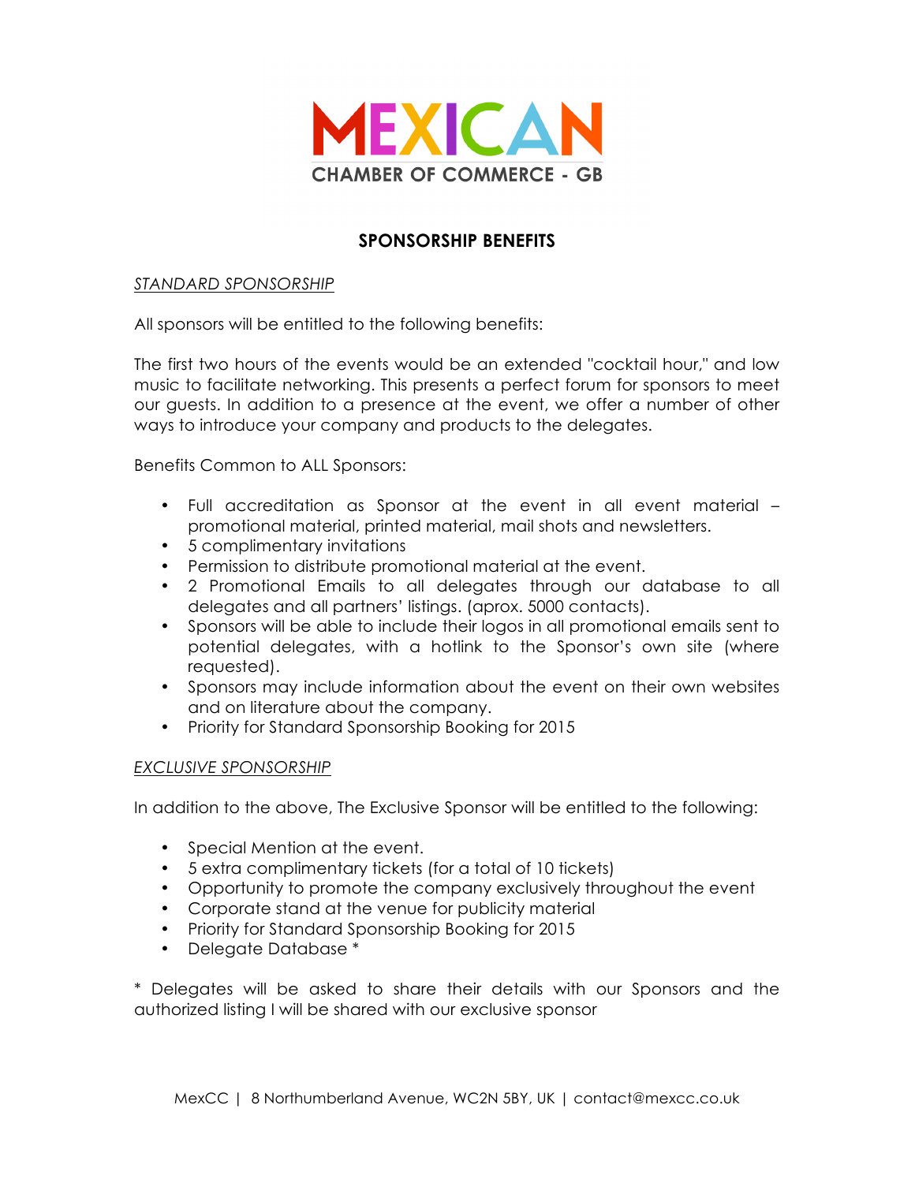# MEXICAN

CHAMBER OF COMMERCE - GB

## SPONSORSHIP BENEFITS

*STANDARD SPONSORSHIP*

All sponsors will be entitled to the following benefits:

The first two hours of the events would be an extended "cocktail hour," and low music to facilitate networking. This presents a perfect forum for sponsors to meet our guests. In addition to a presence at the event, we offer a number of other ways to introduce your company and products to the delegates.

Benefits Common to ALL Sponsors:

- Full accreditation as Sponsor at the event in all event material – promotional material, printed material, mail shots and newsletters.
- 5 complimentary invitations
- Permission to distribute promotional material at the event.
- 2 Promotional Emails to all delegates through our database to all delegates and all partners' listings. (aprox. 5000 contacts).
- Sponsors will be able to include their logos in all promotional emails sent to potential delegates, with a hotlink to the Sponsor's own site (where requested).
- Sponsors may include information about the event on their own websites and on literature about the company.
- Priority for Standard Sponsorship Booking for 2015

*EXCLUSIVE SPONSORSHIP*

In addition to the above, The Exclusive Sponsor will be entitled to the following:

- Special Mention at the event.
- 5 extra complimentary tickets (for a total of 10 tickets)
- Opportunity to promote the company exclusively throughout the event
- Corporate stand at the venue for publicity material
- Priority for Standard Sponsorship Booking for 2015
- Delegate Database *

* Delegates will be asked to share their details with our Sponsors and the authorized listing I will be shared with our exclusive sponsor

MexCC | 8 Northumberland Avenue, WC2N 5BY, UK | contact@mexcc.co.uk